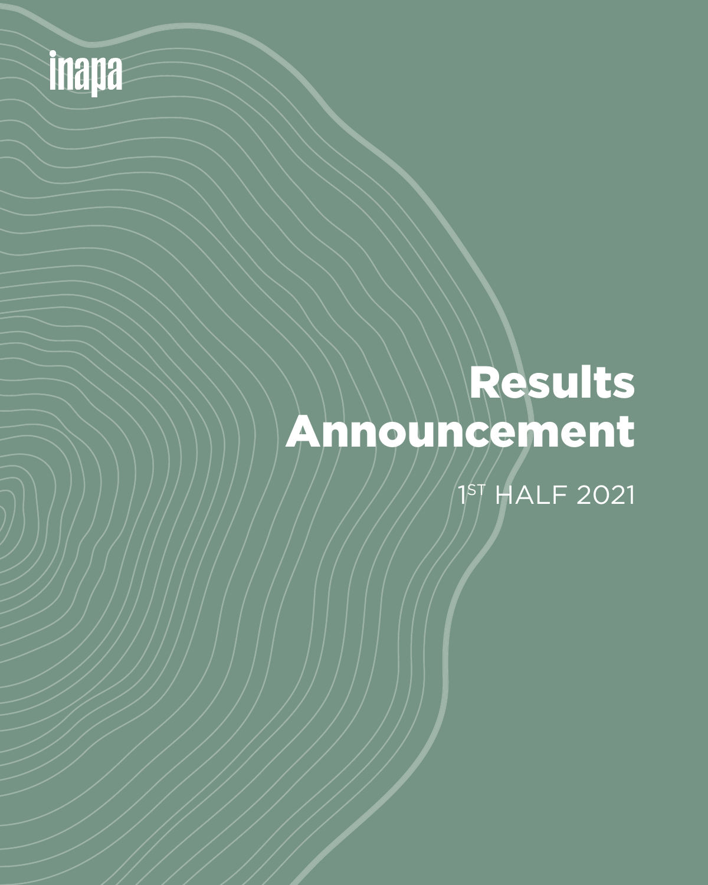inapa

# Results Announcement

1ST HALF 2021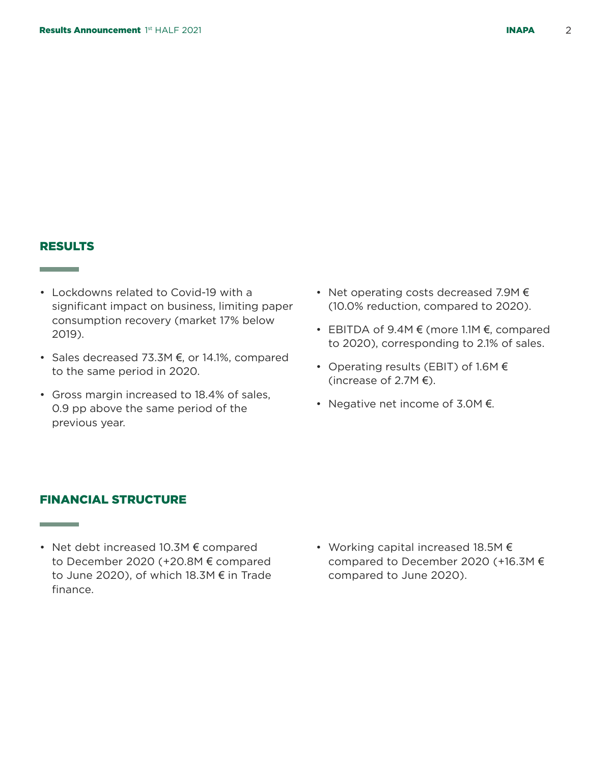## RESULTS

- Lockdowns related to Covid-19 with a significant impact on business, limiting paper consumption recovery (market 17% below 2019).
- Sales decreased 73.3M €, or 14.1%, compared to the same period in 2020.
- Gross margin increased to 18.4% of sales, 0.9 pp above the same period of the previous year.
- Net operating costs decreased 7.9M € (10.0% reduction, compared to 2020).
- EBITDA of 9.4M € (more 1.1M €, compared to 2020), corresponding to 2.1% of sales.
- Operating results (EBIT) of 1.6M € (increase of 2.7M €).
- Negative net income of 3.0M €.

## FINANCIAL STRUCTURE

- Net debt increased 10.3M € compared to December 2020 (+20.8M € compared to June 2020), of which 18.3M € in Trade finance.
- Working capital increased 18.5M € compared to December 2020 (+16.3M € compared to June 2020).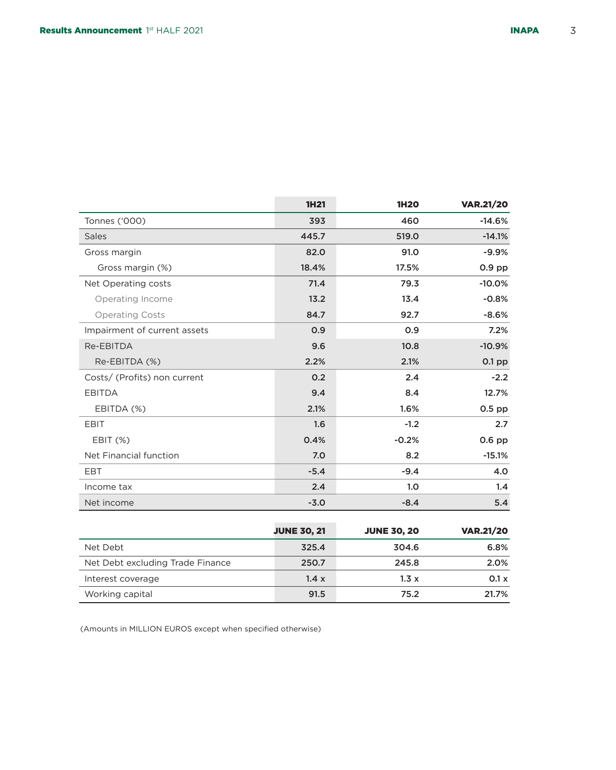| | 1H21 | 1H20 | VAR.21/20 |
|---|---|---|---|
| Tonnes ('000) | 393 | 460 | -14.6% |
| Sales | 445.7 | 519.0 | -14.1% |
| Gross margin | 82.0 | 91.0 | -9.9% |
| Gross margin (%) | 18.4% | 17.5% | 0.9 pp |
| Net Operating costs | 71.4 | 79.3 | -10.0% |
| Operating Income | 13.2 | 13.4 | -0.8% |
| Operating Costs | 84.7 | 92.7 | -8.6% |
| Impairment of current assets | 0.9 | 0.9 | 7.2% |
| Re-EBITDA | 9.6 | 10.8 | -10.9% |
| Re-EBITDA (%) | 2.2% | 2.1% | 0.1 pp |
| Costs/ (Profits) non current | 0.2 | 2.4 | -2.2 |
| EBITDA | 9.4 | 8.4 | 12.7% |
| EBITDA (%) | 2.1% | 1.6% | 0.5 pp |
| EBIT | 1.6 | -1.2 | 2.7 |
| EBIT (%) | 0.4% | -0.2% | 0.6 pp |
| Net Financial function | 7.0 | 8.2 | -15.1% |
| EBT | -5.4 | -9.4 | 4.0 |
| Income tax | 2.4 | 1.0 | 1.4 |
| Net income | -3.0 | -8.4 | 5.4 |

| | JUNE 30, 21 | JUNE 30, 20 | VAR.21/20 |
|---|---|---|---|
| Net Debt | 325.4 | 304.6 | 6.8% |
| Net Debt excluding Trade Finance | 250.7 | 245.8 | 2.0% |
| Interest coverage | 1.4 x | 1.3 x | 0.1 x |
| Working capital | 91.5 | 75.2 | 21.7% |

(Amounts in MILLION EUROS except when specified otherwise)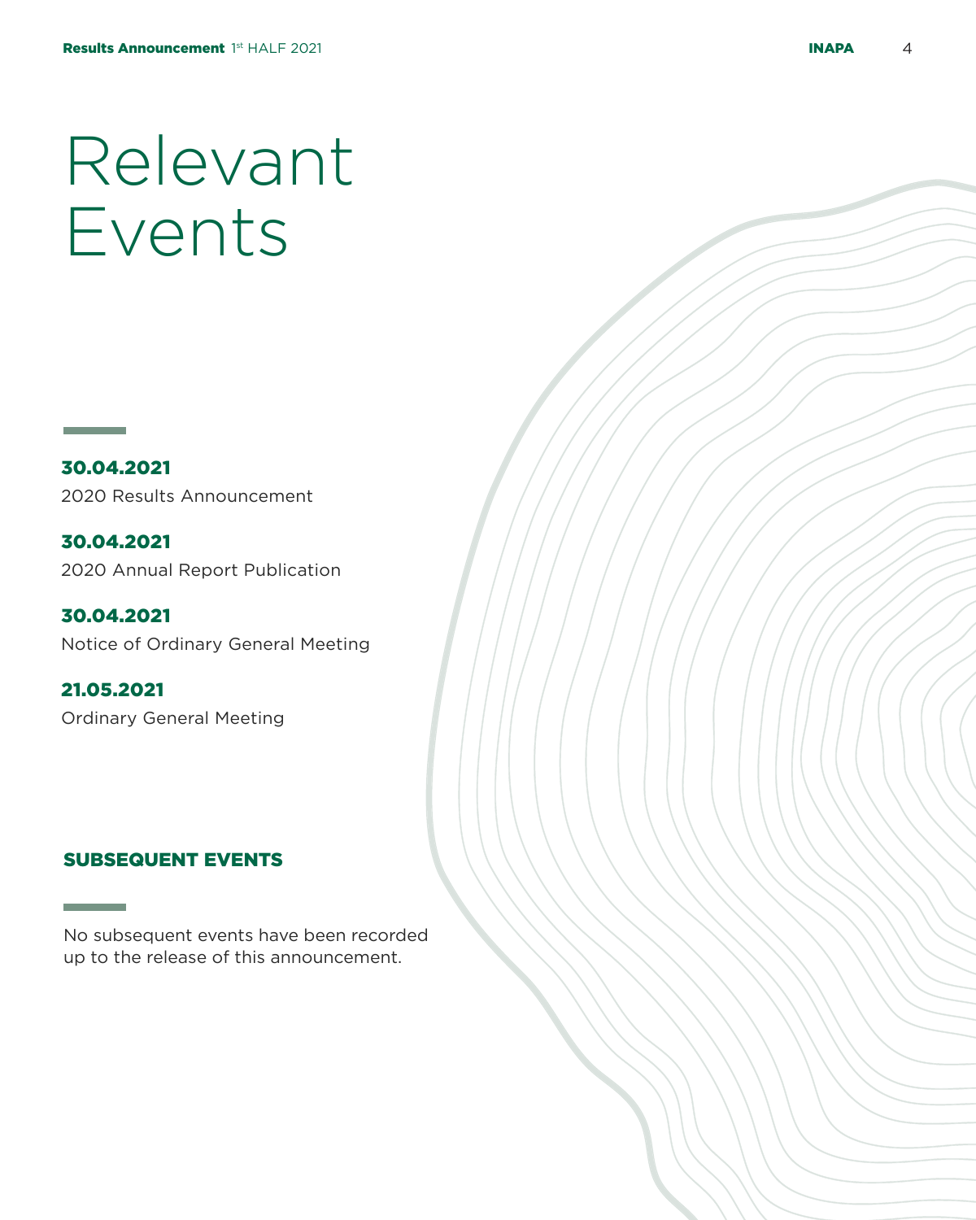# Relevant Events

**30.04.2021**
2020 Results Announcement

**30.04.2021**
2020 Annual Report Publication

**30.04.2021**
Notice of Ordinary General Meeting

**21.05.2021**
Ordinary General Meeting

## SUBSEQUENT EVENTS

No subsequent events have been recorded up to the release of this announcement.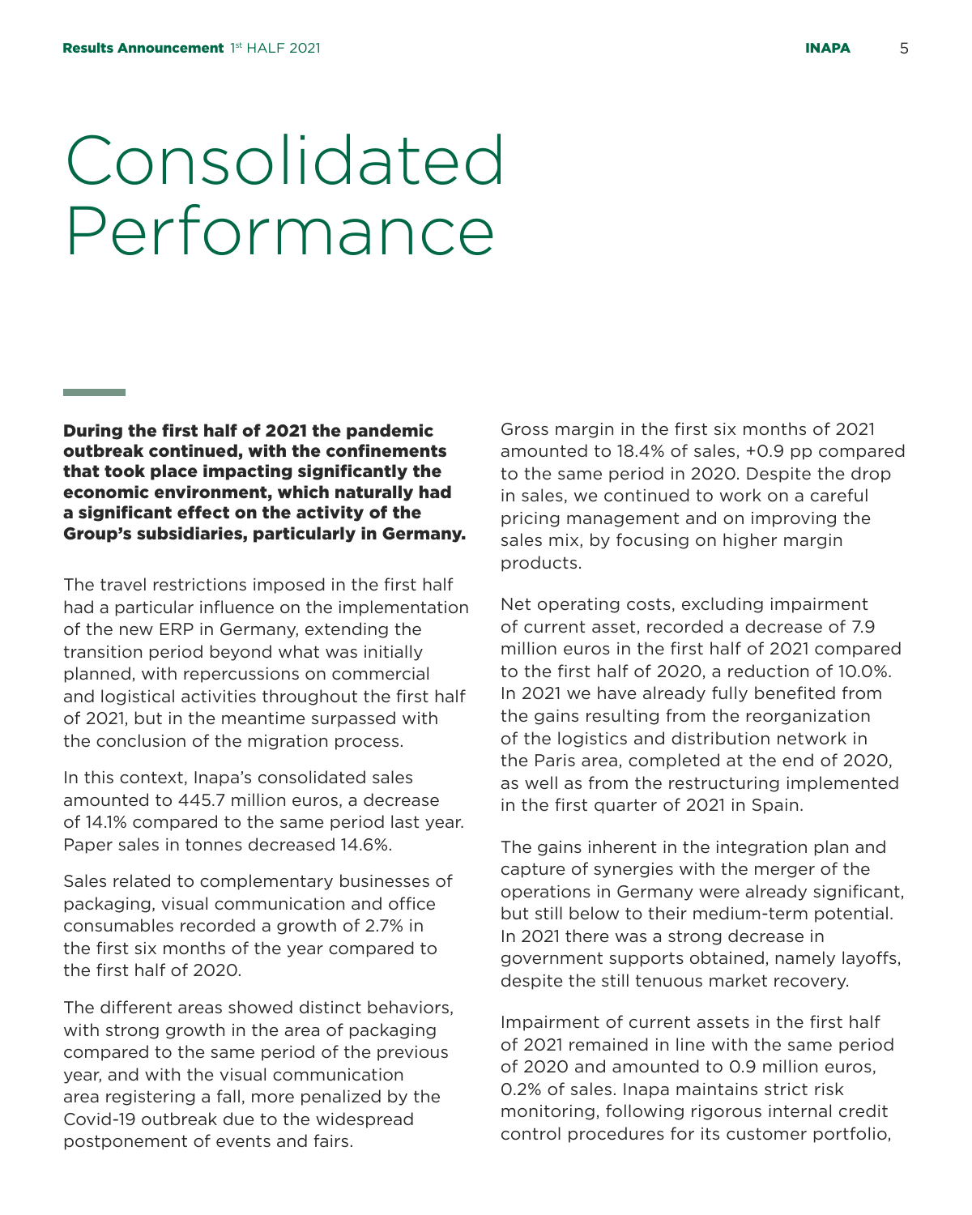# Consolidated Performance

**During the first half of 2021 the pandemic outbreak continued, with the confinements that took place impacting significantly the economic environment, which naturally had a significant effect on the activity of the Group's subsidiaries, particularly in Germany.**

The travel restrictions imposed in the first half had a particular influence on the implementation of the new ERP in Germany, extending the transition period beyond what was initially planned, with repercussions on commercial and logistical activities throughout the first half of 2021, but in the meantime surpassed with the conclusion of the migration process.

In this context, Inapa's consolidated sales amounted to 445.7 million euros, a decrease of 14.1% compared to the same period last year. Paper sales in tonnes decreased 14.6%.

Sales related to complementary businesses of packaging, visual communication and office consumables recorded a growth of 2.7% in the first six months of the year compared to the first half of 2020.

The different areas showed distinct behaviors, with strong growth in the area of packaging compared to the same period of the previous year, and with the visual communication area registering a fall, more penalized by the Covid-19 outbreak due to the widespread postponement of events and fairs.

Gross margin in the first six months of 2021 amounted to 18.4% of sales, +0.9 pp compared to the same period in 2020. Despite the drop in sales, we continued to work on a careful pricing management and on improving the sales mix, by focusing on higher margin products.

Net operating costs, excluding impairment of current asset, recorded a decrease of 7.9 million euros in the first half of 2021 compared to the first half of 2020, a reduction of 10.0%. In 2021 we have already fully benefited from the gains resulting from the reorganization of the logistics and distribution network in the Paris area, completed at the end of 2020, as well as from the restructuring implemented in the first quarter of 2021 in Spain.

The gains inherent in the integration plan and capture of synergies with the merger of the operations in Germany were already significant, but still below to their medium-term potential. In 2021 there was a strong decrease in government supports obtained, namely layoffs, despite the still tenuous market recovery.

Impairment of current assets in the first half of 2021 remained in line with the same period of 2020 and amounted to 0.9 million euros, 0.2% of sales. Inapa maintains strict risk monitoring, following rigorous internal credit control procedures for its customer portfolio,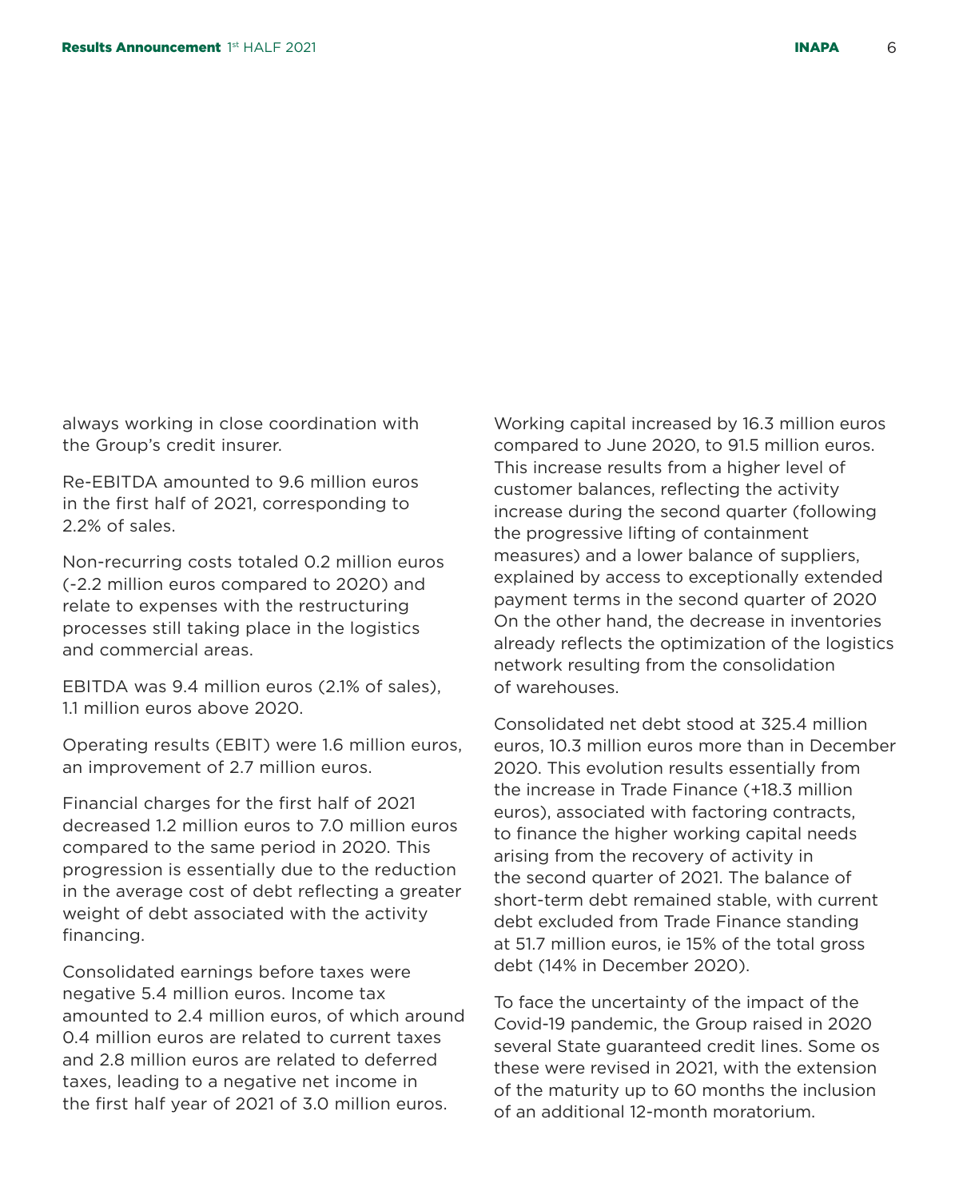always working in close coordination with the Group's credit insurer.

Re-EBITDA amounted to 9.6 million euros in the first half of 2021, corresponding to 2.2% of sales.

Non-recurring costs totaled 0.2 million euros (-2.2 million euros compared to 2020) and relate to expenses with the restructuring processes still taking place in the logistics and commercial areas.

EBITDA was 9.4 million euros (2.1% of sales), 1.1 million euros above 2020.

Operating results (EBIT) were 1.6 million euros, an improvement of 2.7 million euros.

Financial charges for the first half of 2021 decreased 1.2 million euros to 7.0 million euros compared to the same period in 2020. This progression is essentially due to the reduction in the average cost of debt reflecting a greater weight of debt associated with the activity financing.

Consolidated earnings before taxes were negative 5.4 million euros. Income tax amounted to 2.4 million euros, of which around 0.4 million euros are related to current taxes and 2.8 million euros are related to deferred taxes, leading to a negative net income in the first half year of 2021 of 3.0 million euros.

Working capital increased by 16.3 million euros compared to June 2020, to 91.5 million euros. This increase results from a higher level of customer balances, reflecting the activity increase during the second quarter (following the progressive lifting of containment measures) and a lower balance of suppliers, explained by access to exceptionally extended payment terms in the second quarter of 2020 On the other hand, the decrease in inventories already reflects the optimization of the logistics network resulting from the consolidation of warehouses.

Consolidated net debt stood at 325.4 million euros, 10.3 million euros more than in December 2020. This evolution results essentially from the increase in Trade Finance (+18.3 million euros), associated with factoring contracts, to finance the higher working capital needs arising from the recovery of activity in the second quarter of 2021. The balance of short-term debt remained stable, with current debt excluded from Trade Finance standing at 51.7 million euros, ie 15% of the total gross debt (14% in December 2020).

To face the uncertainty of the impact of the Covid-19 pandemic, the Group raised in 2020 several State guaranteed credit lines. Some os these were revised in 2021, with the extension of the maturity up to 60 months the inclusion of an additional 12-month moratorium.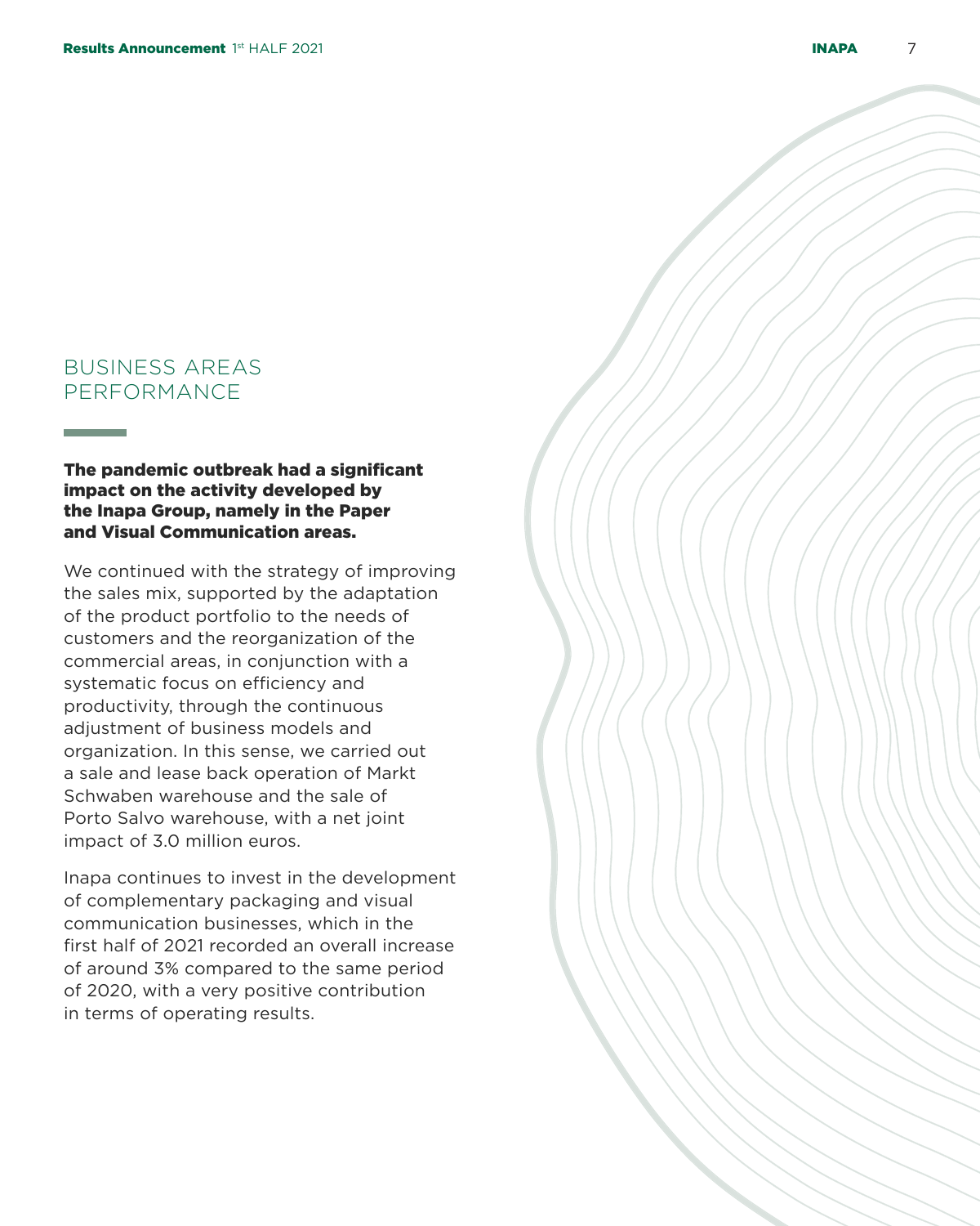# BUSINESS AREAS PERFORMANCE

**The pandemic outbreak had a significant impact on the activity developed by the Inapa Group, namely in the Paper and Visual Communication areas.**

We continued with the strategy of improving the sales mix, supported by the adaptation of the product portfolio to the needs of customers and the reorganization of the commercial areas, in conjunction with a systematic focus on efficiency and productivity, through the continuous adjustment of business models and organization. In this sense, we carried out a sale and lease back operation of Markt Schwaben warehouse and the sale of Porto Salvo warehouse, with a net joint impact of 3.0 million euros.

Inapa continues to invest in the development of complementary packaging and visual communication businesses, which in the first half of 2021 recorded an overall increase of around 3% compared to the same period of 2020, with a very positive contribution in terms of operating results.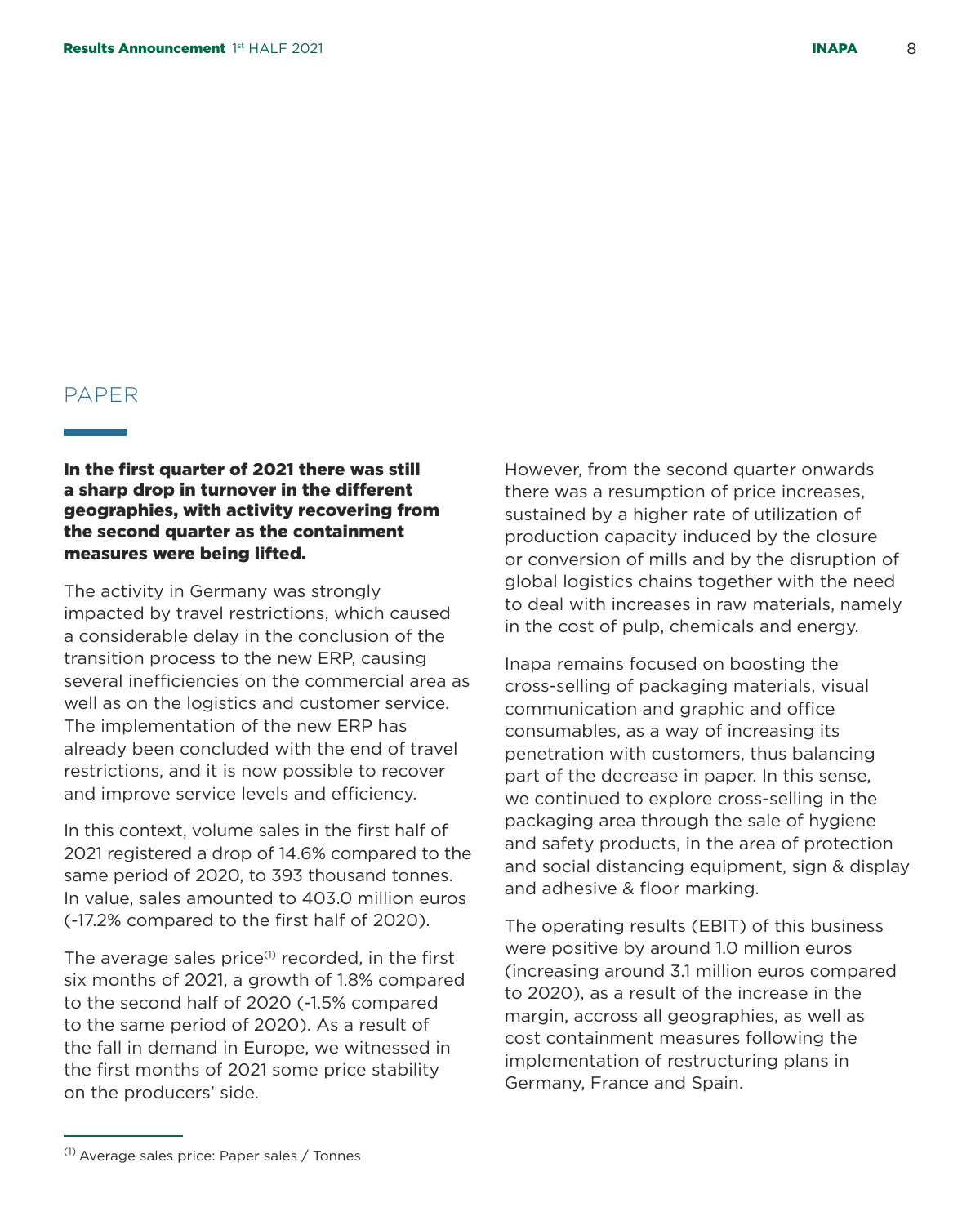## PAPER

**In the first quarter of 2021 there was still a sharp drop in turnover in the different geographies, with activity recovering from the second quarter as the containment measures were being lifted.**

The activity in Germany was strongly impacted by travel restrictions, which caused a considerable delay in the conclusion of the transition process to the new ERP, causing several inefficiencies on the commercial area as well as on the logistics and customer service. The implementation of the new ERP has already been concluded with the end of travel restrictions, and it is now possible to recover and improve service levels and efficiency.

In this context, volume sales in the first half of 2021 registered a drop of 14.6% compared to the same period of 2020, to 393 thousand tonnes. In value, sales amounted to 403.0 million euros (-17.2% compared to the first half of 2020).

The average sales price[1] recorded, in the first six months of 2021, a growth of 1.8% compared to the second half of 2020 (-1.5% compared to the same period of 2020). As a result of the fall in demand in Europe, we witnessed in the first months of 2021 some price stability on the producers' side.

However, from the second quarter onwards there was a resumption of price increases, sustained by a higher rate of utilization of production capacity induced by the closure or conversion of mills and by the disruption of global logistics chains together with the need to deal with increases in raw materials, namely in the cost of pulp, chemicals and energy.

Inapa remains focused on boosting the cross-selling of packaging materials, visual communication and graphic and office consumables, as a way of increasing its penetration with customers, thus balancing part of the decrease in paper. In this sense, we continued to explore cross-selling in the packaging area through the sale of hygiene and safety products, in the area of protection and social distancing equipment, sign & display and adhesive & floor marking.

The operating results (EBIT) of this business were positive by around 1.0 million euros (increasing around 3.1 million euros compared to 2020), as a result of the increase in the margin, accross all geographies, as well as cost containment measures following the implementation of restructuring plans in Germany, France and Spain.

---

[1] Average sales price: Paper sales / Tonnes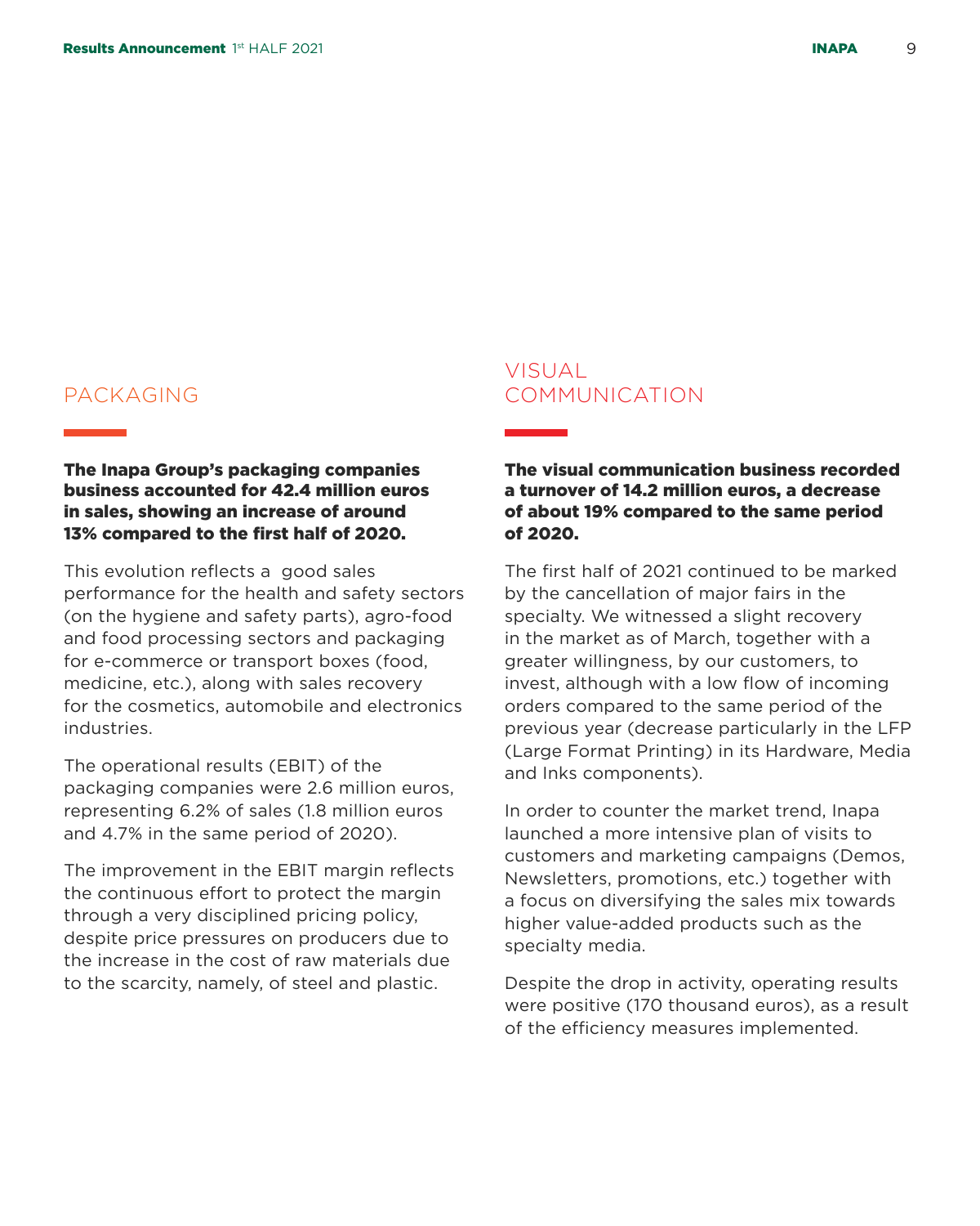## PACKAGING

**The Inapa Group's packaging companies business accounted for 42.4 million euros in sales, showing an increase of around 13% compared to the first half of 2020.**

This evolution reflects a good sales performance for the health and safety sectors (on the hygiene and safety parts), agro-food and food processing sectors and packaging for e-commerce or transport boxes (food, medicine, etc.), along with sales recovery for the cosmetics, automobile and electronics industries.

The operational results (EBIT) of the packaging companies were 2.6 million euros, representing 6.2% of sales (1.8 million euros and 4.7% in the same period of 2020).

The improvement in the EBIT margin reflects the continuous effort to protect the margin through a very disciplined pricing policy, despite price pressures on producers due to the increase in the cost of raw materials due to the scarcity, namely, of steel and plastic.

## VISUAL COMMUNICATION

**The visual communication business recorded a turnover of 14.2 million euros, a decrease of about 19% compared to the same period of 2020.**

The first half of 2021 continued to be marked by the cancellation of major fairs in the specialty. We witnessed a slight recovery in the market as of March, together with a greater willingness, by our customers, to invest, although with a low flow of incoming orders compared to the same period of the previous year (decrease particularly in the LFP (Large Format Printing) in its Hardware, Media and Inks components).

In order to counter the market trend, Inapa launched a more intensive plan of visits to customers and marketing campaigns (Demos, Newsletters, promotions, etc.) together with a focus on diversifying the sales mix towards higher value-added products such as the specialty media.

Despite the drop in activity, operating results were positive (170 thousand euros), as a result of the efficiency measures implemented.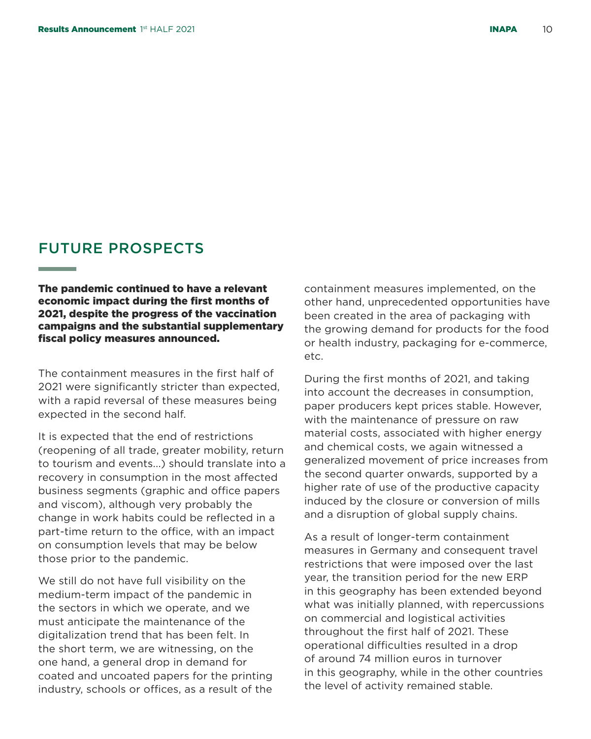# FUTURE PROSPECTS

**The pandemic continued to have a relevant economic impact during the first months of 2021, despite the progress of the vaccination campaigns and the substantial supplementary fiscal policy measures announced.**

The containment measures in the first half of 2021 were significantly stricter than expected, with a rapid reversal of these measures being expected in the second half.

It is expected that the end of restrictions (reopening of all trade, greater mobility, return to tourism and events...) should translate into a recovery in consumption in the most affected business segments (graphic and office papers and viscom), although very probably the change in work habits could be reflected in a part-time return to the office, with an impact on consumption levels that may be below those prior to the pandemic.

We still do not have full visibility on the medium-term impact of the pandemic in the sectors in which we operate, and we must anticipate the maintenance of the digitalization trend that has been felt. In the short term, we are witnessing, on the one hand, a general drop in demand for coated and uncoated papers for the printing industry, schools or offices, as a result of the containment measures implemented, on the other hand, unprecedented opportunities have been created in the area of packaging with the growing demand for products for the food or health industry, packaging for e-commerce, etc.

During the first months of 2021, and taking into account the decreases in consumption, paper producers kept prices stable. However, with the maintenance of pressure on raw material costs, associated with higher energy and chemical costs, we again witnessed a generalized movement of price increases from the second quarter onwards, supported by a higher rate of use of the productive capacity induced by the closure or conversion of mills and a disruption of global supply chains.

As a result of longer-term containment measures in Germany and consequent travel restrictions that were imposed over the last year, the transition period for the new ERP in this geography has been extended beyond what was initially planned, with repercussions on commercial and logistical activities throughout the first half of 2021. These operational difficulties resulted in a drop of around 74 million euros in turnover in this geography, while in the other countries the level of activity remained stable.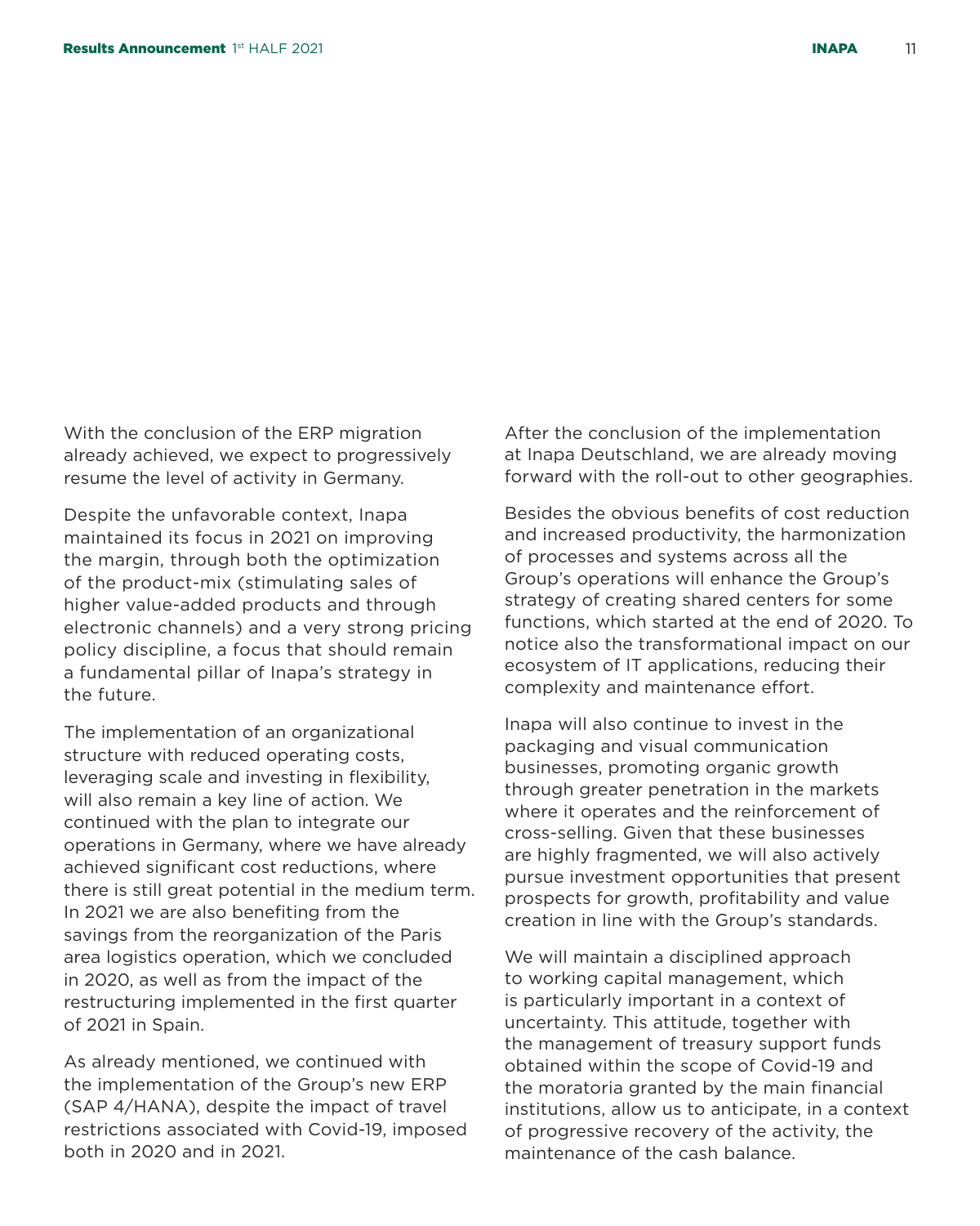With the conclusion of the ERP migration already achieved, we expect to progressively resume the level of activity in Germany.

Despite the unfavorable context, Inapa maintained its focus in 2021 on improving the margin, through both the optimization of the product-mix (stimulating sales of higher value-added products and through electronic channels) and a very strong pricing policy discipline, a focus that should remain a fundamental pillar of Inapa's strategy in the future.

The implementation of an organizational structure with reduced operating costs, leveraging scale and investing in flexibility, will also remain a key line of action. We continued with the plan to integrate our operations in Germany, where we have already achieved significant cost reductions, where there is still great potential in the medium term. In 2021 we are also benefiting from the savings from the reorganization of the Paris area logistics operation, which we concluded in 2020, as well as from the impact of the restructuring implemented in the first quarter of 2021 in Spain.

As already mentioned, we continued with the implementation of the Group's new ERP (SAP 4/HANA), despite the impact of travel restrictions associated with Covid-19, imposed both in 2020 and in 2021.

After the conclusion of the implementation at Inapa Deutschland, we are already moving forward with the roll-out to other geographies.

Besides the obvious benefits of cost reduction and increased productivity, the harmonization of processes and systems across all the Group's operations will enhance the Group's strategy of creating shared centers for some functions, which started at the end of 2020. To notice also the transformational impact on our ecosystem of IT applications, reducing their complexity and maintenance effort.

Inapa will also continue to invest in the packaging and visual communication businesses, promoting organic growth through greater penetration in the markets where it operates and the reinforcement of cross-selling. Given that these businesses are highly fragmented, we will also actively pursue investment opportunities that present prospects for growth, profitability and value creation in line with the Group's standards.

We will maintain a disciplined approach to working capital management, which is particularly important in a context of uncertainty. This attitude, together with the management of treasury support funds obtained within the scope of Covid-19 and the moratoria granted by the main financial institutions, allow us to anticipate, in a context of progressive recovery of the activity, the maintenance of the cash balance.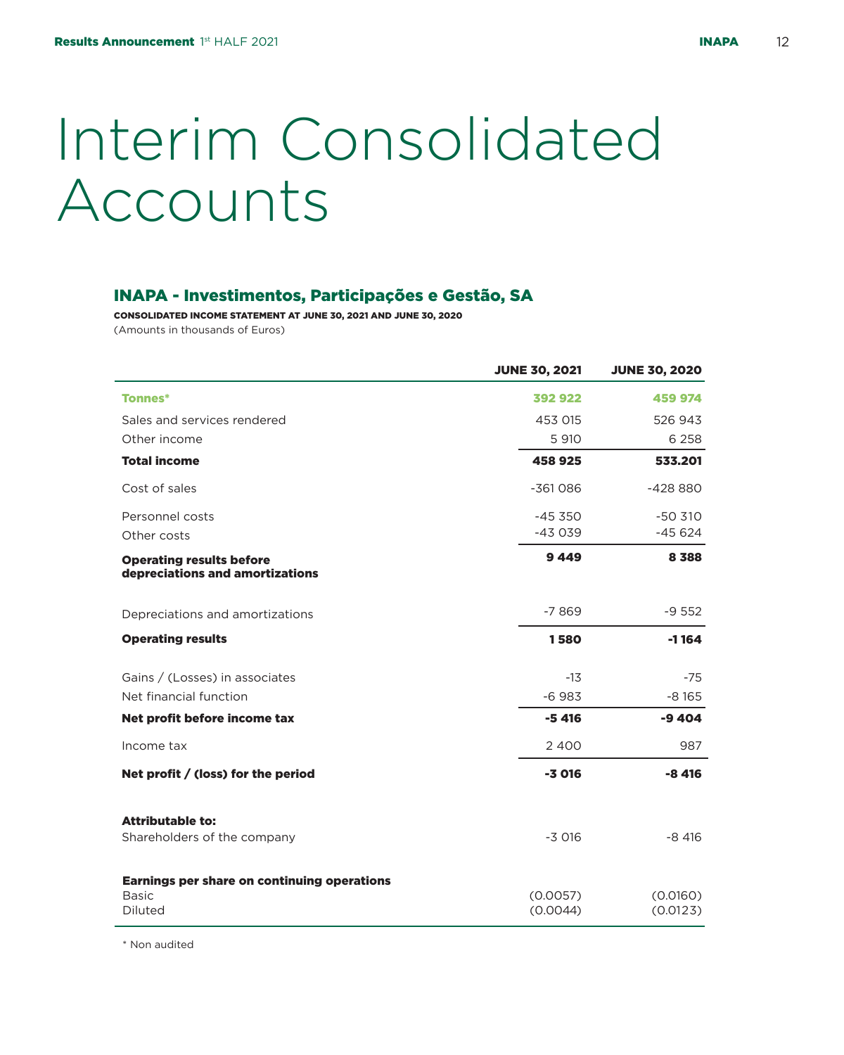# Interim Consolidated Accounts

## INAPA - Investimentos, Participações e Gestão, SA

**CONSOLIDATED INCOME STATEMENT AT JUNE 30, 2021 AND JUNE 30, 2020**

(Amounts in thousands of Euros)

| | JUNE 30, 2021 | JUNE 30, 2020 |
|---|---|---|
| **Tonnes*** | **392 922** | **459 974** |
| Sales and services rendered | 453 015 | 526 943 |
| Other income | 5 910 | 6 258 |
| **Total income** | **458 925** | **533.201** |
| Cost of sales | -361 086 | -428 880 |
| Personnel costs | -45 350 | -50 310 |
| Other costs | -43 039 | -45 624 |
| **Operating results before depreciations and amortizations** | **9 449** | **8 388** |
| Depreciations and amortizations | -7 869 | -9 552 |
| **Operating results** | **1 580** | **-1 164** |
| Gains / (Losses) in associates | -13 | -75 |
| Net financial function | -6 983 | -8 165 |
| **Net profit before income tax** | **-5 416** | **-9 404** |
| Income tax | 2 400 | 987 |
| **Net profit / (loss) for the period** | **-3 016** | **-8 416** |
| **Attributable to:** | | |
| Shareholders of the company | -3 016 | -8 416 |
| **Earnings per share on continuing operations** | | |
| Basic | (0.0057) | (0.0160) |
| Diluted | (0.0044) | (0.0123) |

* Non audited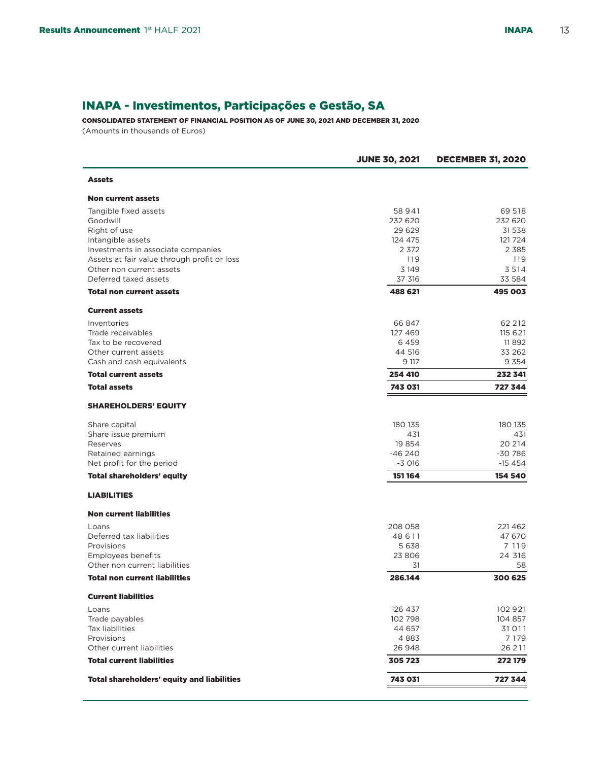# INAPA - Investimentos, Participações e Gestão, SA

**CONSOLIDATED STATEMENT OF FINANCIAL POSITION AS OF JUNE 30, 2021 AND DECEMBER 31, 2020**

(Amounts in thousands of Euros)

| | JUNE 30, 2021 | DECEMBER 31, 2020 |
|---|---|---|
| **Assets** | | |
| **Non current assets** | | |
| Tangible fixed assets | 58 941 | 69 518 |
| Goodwill | 232 620 | 232 620 |
| Right of use | 29 629 | 31 538 |
| Intangible assets | 124 475 | 121 724 |
| Investments in associate companies | 2 372 | 2 385 |
| Assets at fair value through profit or loss | 119 | 119 |
| Other non current assets | 3 149 | 3 514 |
| Deferred taxed assets | 37 316 | 33 584 |
| **Total non current assets** | **488 621** | **495 003** |
| **Current assets** | | |
| Inventories | 66 847 | 62 212 |
| Trade receivables | 127 469 | 115 621 |
| Tax to be recovered | 6 459 | 11 892 |
| Other current assets | 44 516 | 33 262 |
| Cash and cash equivalents | 9 117 | 9 354 |
| **Total current assets** | **254 410** | **232 341** |
| **Total assets** | **743 031** | **727 344** |
| **SHAREHOLDERS' EQUITY** | | |
| Share capital | 180 135 | 180 135 |
| Share issue premium | 431 | 431 |
| Reserves | 19 854 | 20 214 |
| Retained earnings | -46 240 | -30 786 |
| Net profit for the period | -3 016 | -15 454 |
| **Total shareholders' equity** | **151 164** | **154 540** |
| **LIABILITIES** | | |
| **Non current liabilities** | | |
| Loans | 208 058 | 221 462 |
| Deferred tax liabilities | 48 611 | 47 670 |
| Provisions | 5 638 | 7 119 |
| Employees benefits | 23 806 | 24 316 |
| Other non current liabilities | 31 | 58 |
| **Total non current liabilities** | **286.144** | **300 625** |
| **Current liabilities** | | |
| Loans | 126 437 | 102 921 |
| Trade payables | 102 798 | 104 857 |
| Tax liabilities | 44 657 | 31 011 |
| Provisions | 4 883 | 7 179 |
| Other current liabilities | 26 948 | 26 211 |
| **Total current liabilities** | **305 723** | **272 179** |
| **Total shareholders' equity and liabilities** | **743 031** | **727 344** |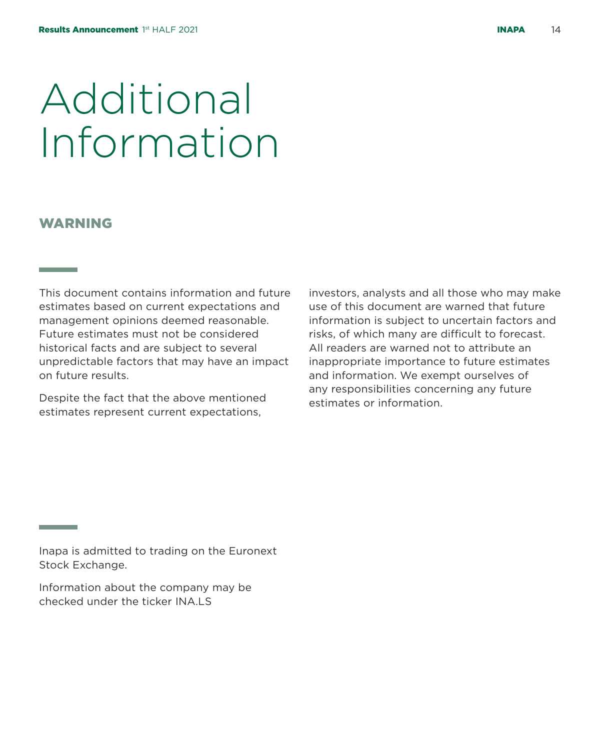# Additional Information

## WARNING

This document contains information and future estimates based on current expectations and management opinions deemed reasonable. Future estimates must not be considered historical facts and are subject to several unpredictable factors that may have an impact on future results.

Despite the fact that the above mentioned estimates represent current expectations, investors, analysts and all those who may make use of this document are warned that future information is subject to uncertain factors and risks, of which many are difficult to forecast. All readers are warned not to attribute an inappropriate importance to future estimates and information. We exempt ourselves of any responsibilities concerning any future estimates or information.

Inapa is admitted to trading on the Euronext Stock Exchange.

Information about the company may be checked under the ticker INA.LS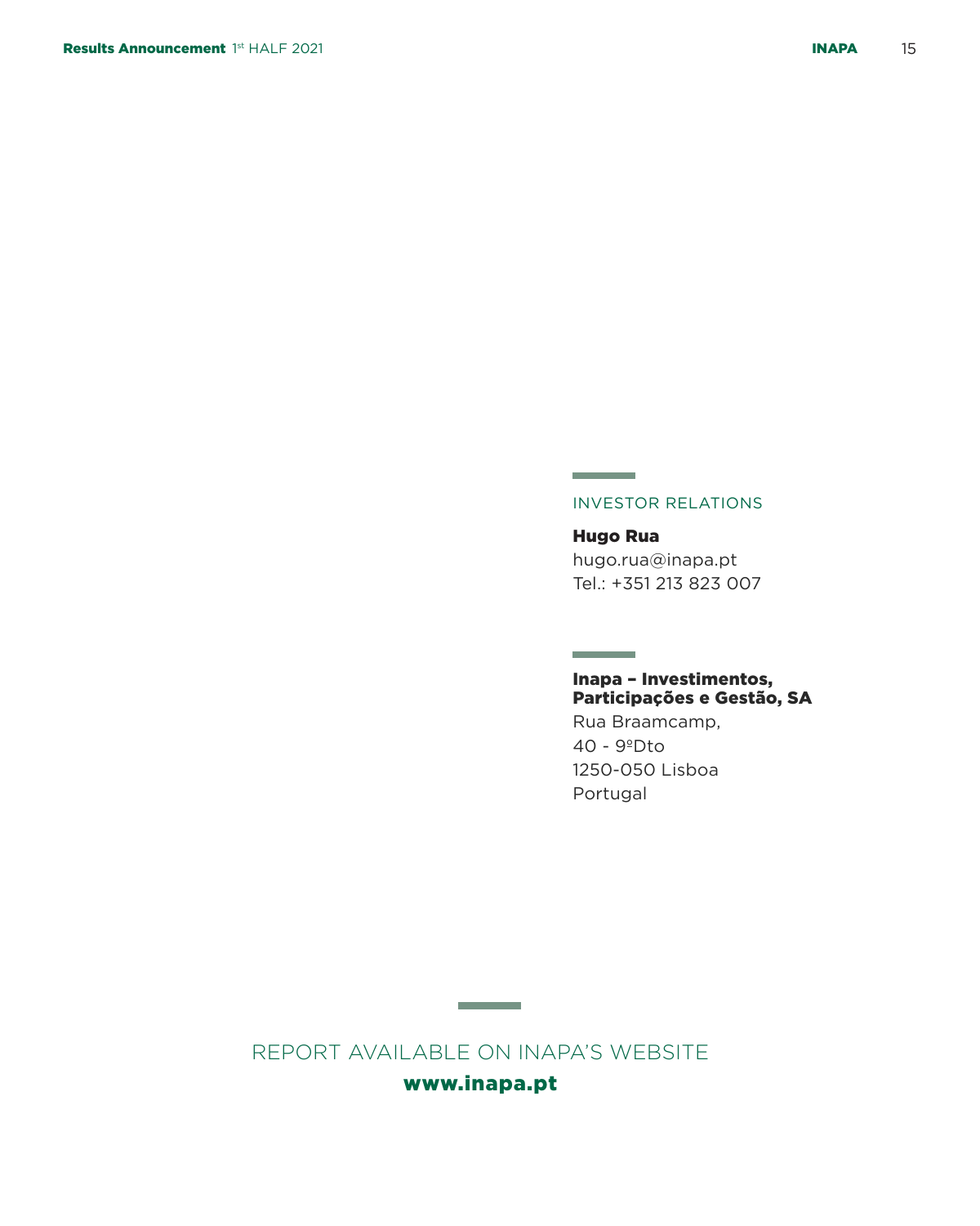INVESTOR RELATIONS

**Hugo Rua**
hugo.rua@inapa.pt
Tel.: +351 213 823 007

**Inapa – Investimentos, Participações e Gestão, SA**
Rua Braamcamp,
40 - 9ºDto
1250-050 Lisboa
Portugal

REPORT AVAILABLE ON INAPA'S WEBSITE

**www.inapa.pt**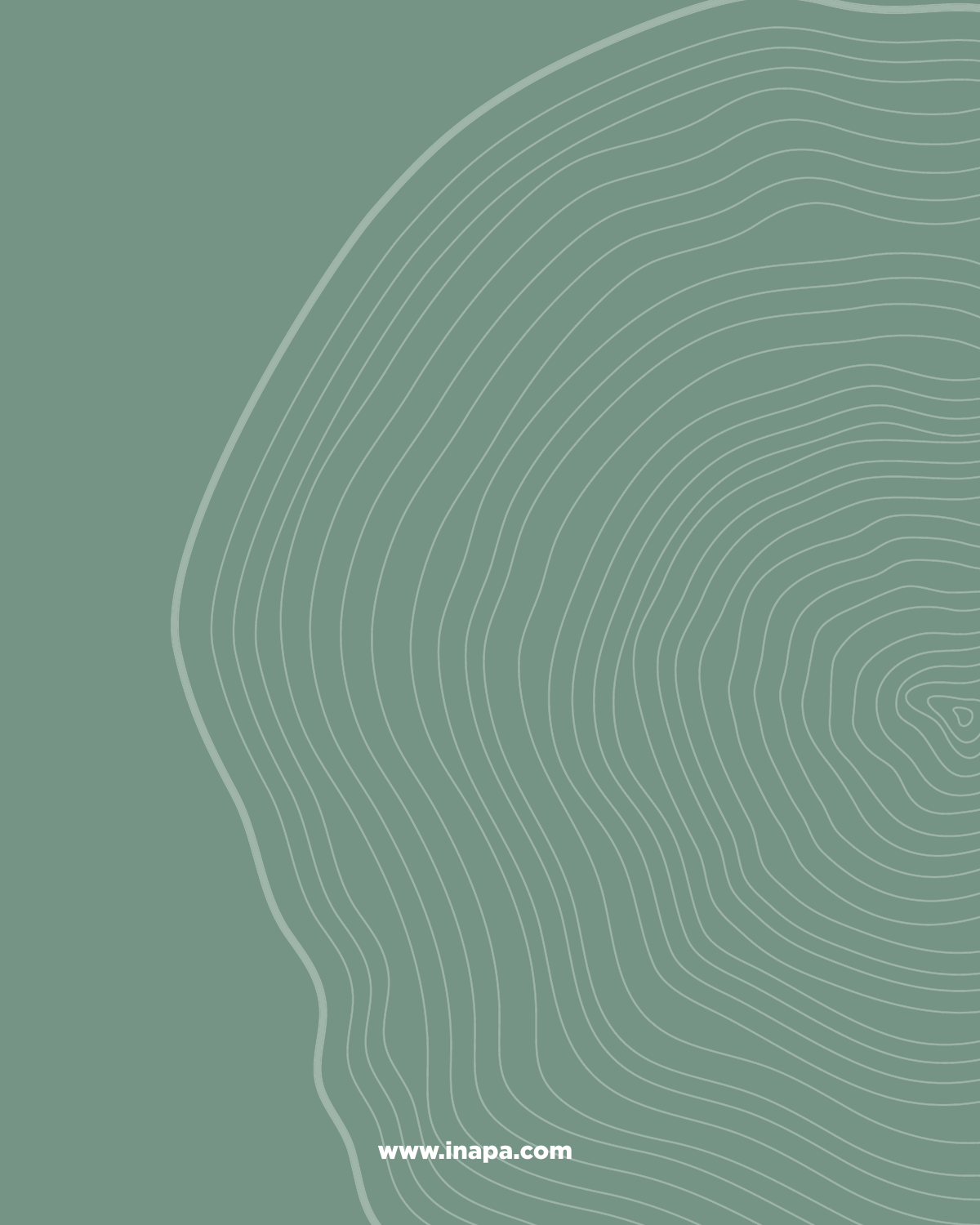www.inapa.com